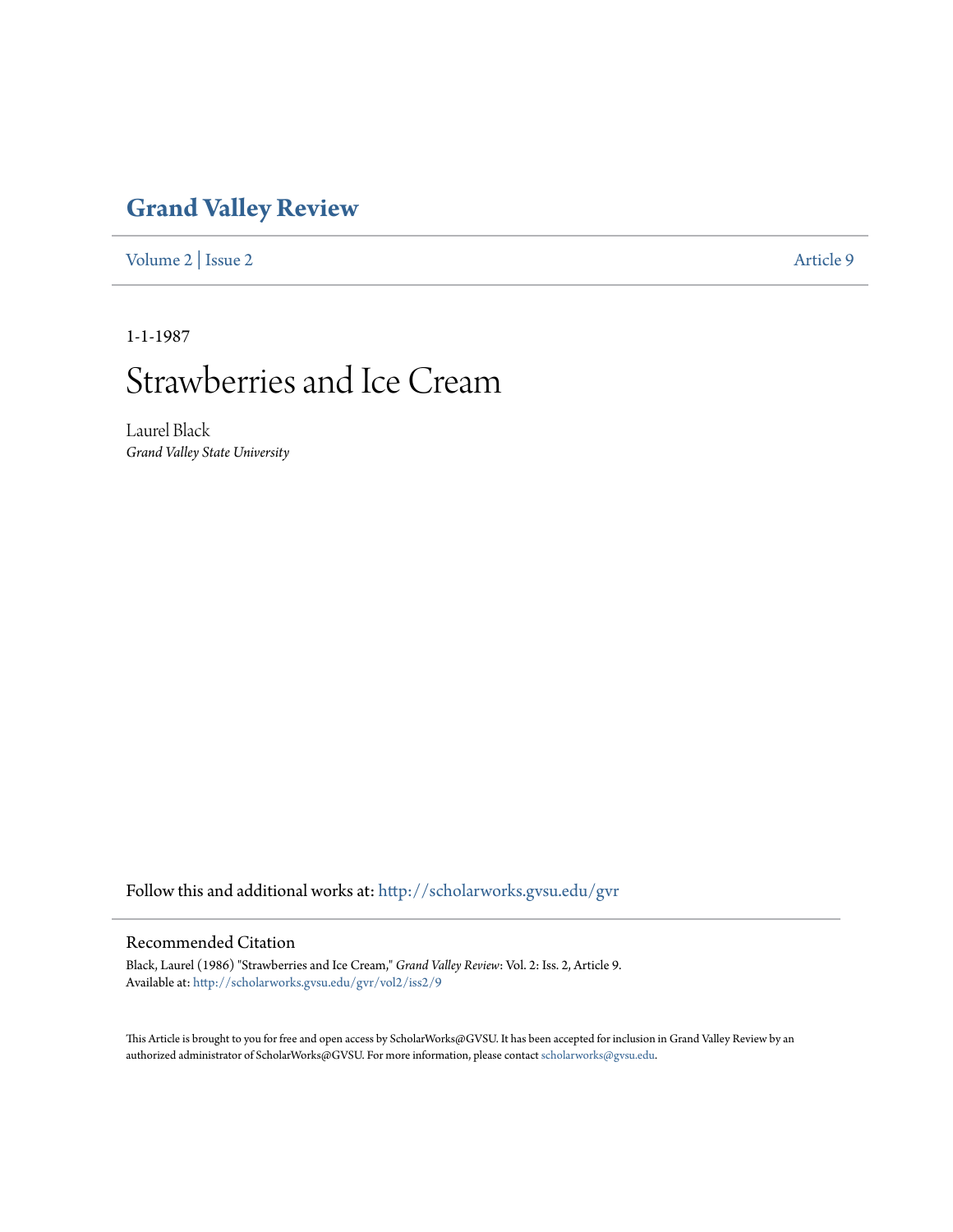# Grand Valley Review

Volume 2 | Issue 2 Article 9

1-1-1987

# Strawberries and Ice Cream

Laurel Black
*Grand Valley State University*

Follow this and additional works at: http://scholarworks.gvsu.edu/gvr

## Recommended Citation

Black, Laurel (1986) "Strawberries and Ice Cream," *Grand Valley Review*: Vol. 2: Iss. 2, Article 9.
Available at: http://scholarworks.gvsu.edu/gvr/vol2/iss2/9

This Article is brought to you for free and open access by ScholarWorks@GVSU. It has been accepted for inclusion in Grand Valley Review by an authorized administrator of ScholarWorks@GVSU. For more information, please contact scholarworks@gvsu.edu.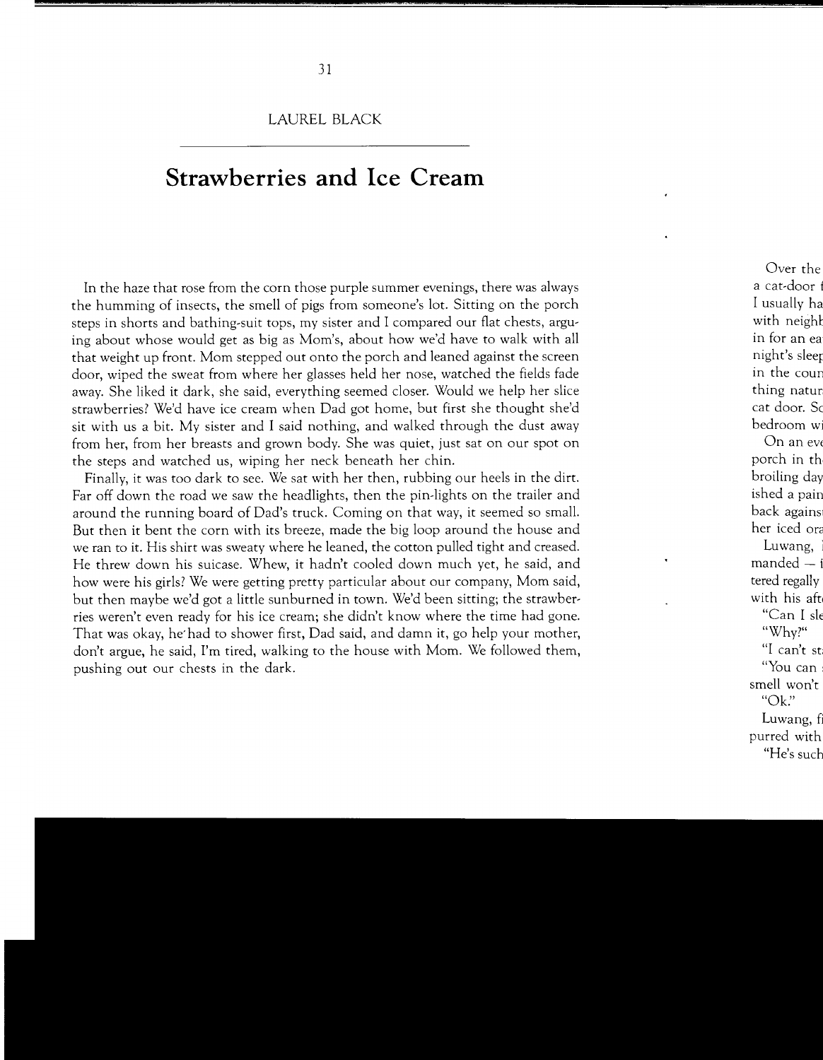LAUREL BLACK

# Strawberries and Ice Cream

In the haze that rose from the corn those purple summer evenings, there was always the humming of insects, the smell of pigs from someone's lot. Sitting on the porch steps in shorts and bathing-suit tops, my sister and I compared our flat chests, arguing about whose would get as big as Mom's, about how we'd have to walk with all that weight up front. Mom stepped out onto the porch and leaned against the screen door, wiped the sweat from where her glasses held her nose, watched the fields fade away. She liked it dark, she said, everything seemed closer. Would we help her slice strawberries? We'd have ice cream when Dad got home, but first she thought she'd sit with us a bit. My sister and I said nothing, and walked through the dust away from her, from her breasts and grown body. She was quiet, just sat on our spot on the steps and watched us, wiping her neck beneath her chin.

Finally, it was too dark to see. We sat with her then, rubbing our heels in the dirt. Far off down the road we saw the headlights, then the pin-lights on the trailer and around the running board of Dad's truck. Coming on that way, it seemed so small. But then it bent the corn with its breeze, made the big loop around the house and we ran to it. His shirt was sweaty where he leaned, the cotton pulled tight and creased. He threw down his suicase. Whew, it hadn't cooled down much yet, he said, and how were his girls? We were getting pretty particular about our company, Mom said, but then maybe we'd got a little sunburned in town. We'd been sitting; the strawberries weren't even ready for his ice cream; she didn't know where the time had gone. That was okay, he had to shower first, Dad said, and damn it, go help your mother, don't argue, he said, I'm tired, walking to the house with Mom. We followed them, pushing out our chests in the dark.